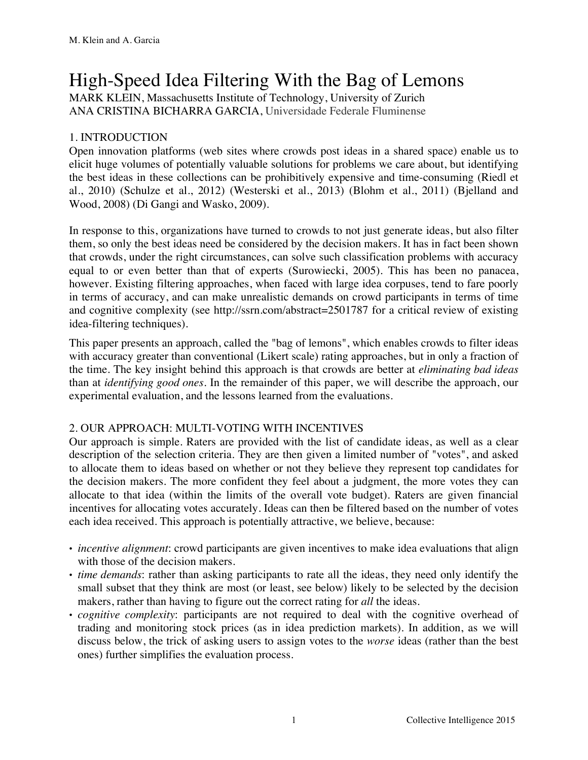# High-Speed Idea Filtering With the Bag of Lemons

MARK KLEIN, Massachusetts Institute of Technology, University of Zurich
ANA CRISTINA BICHARRA GARCIA, Universidade Federale Fluminense

## 1. INTRODUCTION

Open innovation platforms (web sites where crowds post ideas in a shared space) enable us to elicit huge volumes of potentially valuable solutions for problems we care about, but identifying the best ideas in these collections can be prohibitively expensive and time-consuming (Riedl et al., 2010) (Schulze et al., 2012) (Westerski et al., 2013) (Blohm et al., 2011) (Bjelland and Wood, 2008) (Di Gangi and Wasko, 2009).

In response to this, organizations have turned to crowds to not just generate ideas, but also filter them, so only the best ideas need be considered by the decision makers. It has in fact been shown that crowds, under the right circumstances, can solve such classification problems with accuracy equal to or even better than that of experts (Surowiecki, 2005). This has been no panacea, however. Existing filtering approaches, when faced with large idea corpuses, tend to fare poorly in terms of accuracy, and can make unrealistic demands on crowd participants in terms of time and cognitive complexity (see http://ssrn.com/abstract=2501787 for a critical review of existing idea-filtering techniques).

This paper presents an approach, called the "bag of lemons", which enables crowds to filter ideas with accuracy greater than conventional (Likert scale) rating approaches, but in only a fraction of the time. The key insight behind this approach is that crowds are better at *eliminating bad ideas* than at *identifying good ones*. In the remainder of this paper, we will describe the approach, our experimental evaluation, and the lessons learned from the evaluations.

## 2. OUR APPROACH: MULTI-VOTING WITH INCENTIVES

Our approach is simple. Raters are provided with the list of candidate ideas, as well as a clear description of the selection criteria. They are then given a limited number of "votes", and asked to allocate them to ideas based on whether or not they believe they represent top candidates for the decision makers. The more confident they feel about a judgment, the more votes they can allocate to that idea (within the limits of the overall vote budget). Raters are given financial incentives for allocating votes accurately. Ideas can then be filtered based on the number of votes each idea received. This approach is potentially attractive, we believe, because:

- *incentive alignment*: crowd participants are given incentives to make idea evaluations that align with those of the decision makers.
- *time demands*: rather than asking participants to rate all the ideas, they need only identify the small subset that they think are most (or least, see below) likely to be selected by the decision makers, rather than having to figure out the correct rating for *all* the ideas.
- *cognitive complexity*: participants are not required to deal with the cognitive overhead of trading and monitoring stock prices (as in idea prediction markets). In addition, as we will discuss below, the trick of asking users to assign votes to the *worse* ideas (rather than the best ones) further simplifies the evaluation process.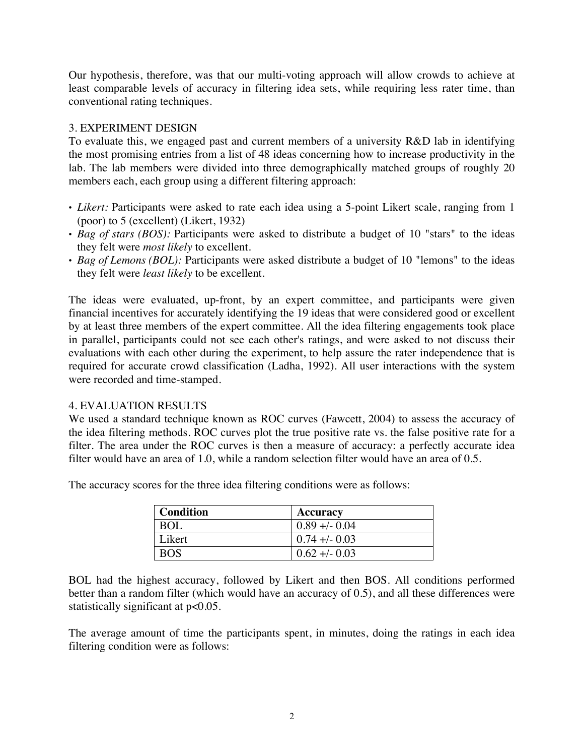Our hypothesis, therefore, was that our multi-voting approach will allow crowds to achieve at least comparable levels of accuracy in filtering idea sets, while requiring less rater time, than conventional rating techniques.

## 3. EXPERIMENT DESIGN

To evaluate this, we engaged past and current members of a university R&D lab in identifying the most promising entries from a list of 48 ideas concerning how to increase productivity in the lab. The lab members were divided into three demographically matched groups of roughly 20 members each, each group using a different filtering approach:

- *Likert:* Participants were asked to rate each idea using a 5-point Likert scale, ranging from 1 (poor) to 5 (excellent) (Likert, 1932)
- *Bag of stars (BOS):* Participants were asked to distribute a budget of 10 "stars" to the ideas they felt were *most likely* to excellent.
- *Bag of Lemons (BOL):* Participants were asked distribute a budget of 10 "lemons" to the ideas they felt were *least likely* to be excellent.

The ideas were evaluated, up-front, by an expert committee, and participants were given financial incentives for accurately identifying the 19 ideas that were considered good or excellent by at least three members of the expert committee. All the idea filtering engagements took place in parallel, participants could not see each other's ratings, and were asked to not discuss their evaluations with each other during the experiment, to help assure the rater independence that is required for accurate crowd classification (Ladha, 1992). All user interactions with the system were recorded and time-stamped.

## 4. EVALUATION RESULTS

We used a standard technique known as ROC curves (Fawcett, 2004) to assess the accuracy of the idea filtering methods. ROC curves plot the true positive rate vs. the false positive rate for a filter. The area under the ROC curves is then a measure of accuracy: a perfectly accurate idea filter would have an area of 1.0, while a random selection filter would have an area of 0.5.

The accuracy scores for the three idea filtering conditions were as follows:

| **Condition** | **Accuracy** |
|---|---|
| BOL | 0.89 +/- 0.04 |
| Likert | 0.74 +/- 0.03 |
| BOS | 0.62 +/- 0.03 |

BOL had the highest accuracy, followed by Likert and then BOS. All conditions performed better than a random filter (which would have an accuracy of 0.5), and all these differences were statistically significant at $p<0.05$.

The average amount of time the participants spent, in minutes, doing the ratings in each idea filtering condition were as follows: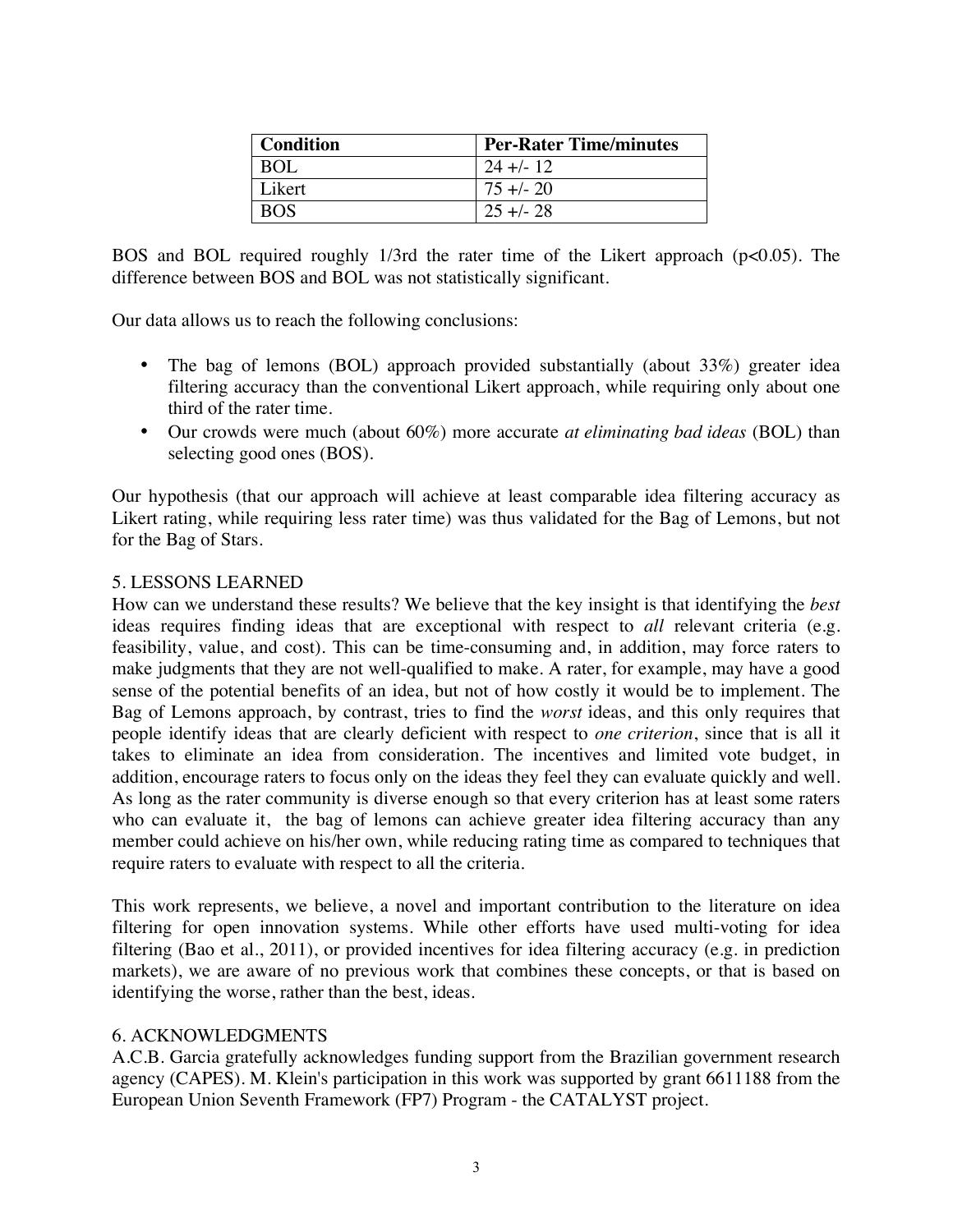| Condition | Per-Rater Time/minutes |
|---|---|
| BOL | 24 +/- 12 |
| Likert | 75 +/- 20 |
| BOS | 25 +/- 28 |

BOS and BOL required roughly 1/3rd the rater time of the Likert approach ($p<0.05$). The difference between BOS and BOL was not statistically significant.

Our data allows us to reach the following conclusions:

- The bag of lemons (BOL) approach provided substantially (about 33%) greater idea filtering accuracy than the conventional Likert approach, while requiring only about one third of the rater time.
- Our crowds were much (about 60%) more accurate *at eliminating bad ideas* (BOL) than selecting good ones (BOS).

Our hypothesis (that our approach will achieve at least comparable idea filtering accuracy as Likert rating, while requiring less rater time) was thus validated for the Bag of Lemons, but not for the Bag of Stars.

## 5. LESSONS LEARNED

How can we understand these results? We believe that the key insight is that identifying the *best* ideas requires finding ideas that are exceptional with respect to *all* relevant criteria (e.g. feasibility, value, and cost). This can be time-consuming and, in addition, may force raters to make judgments that they are not well-qualified to make. A rater, for example, may have a good sense of the potential benefits of an idea, but not of how costly it would be to implement. The Bag of Lemons approach, by contrast, tries to find the *worst* ideas, and this only requires that people identify ideas that are clearly deficient with respect to *one criterion*, since that is all it takes to eliminate an idea from consideration. The incentives and limited vote budget, in addition, encourage raters to focus only on the ideas they feel they can evaluate quickly and well. As long as the rater community is diverse enough so that every criterion has at least some raters who can evaluate it, the bag of lemons can achieve greater idea filtering accuracy than any member could achieve on his/her own, while reducing rating time as compared to techniques that require raters to evaluate with respect to all the criteria.

This work represents, we believe, a novel and important contribution to the literature on idea filtering for open innovation systems. While other efforts have used multi-voting for idea filtering (Bao et al., 2011), or provided incentives for idea filtering accuracy (e.g. in prediction markets), we are aware of no previous work that combines these concepts, or that is based on identifying the worse, rather than the best, ideas.

## 6. ACKNOWLEDGMENTS

A.C.B. Garcia gratefully acknowledges funding support from the Brazilian government research agency (CAPES). M. Klein's participation in this work was supported by grant 6611188 from the European Union Seventh Framework (FP7) Program - the CATALYST project.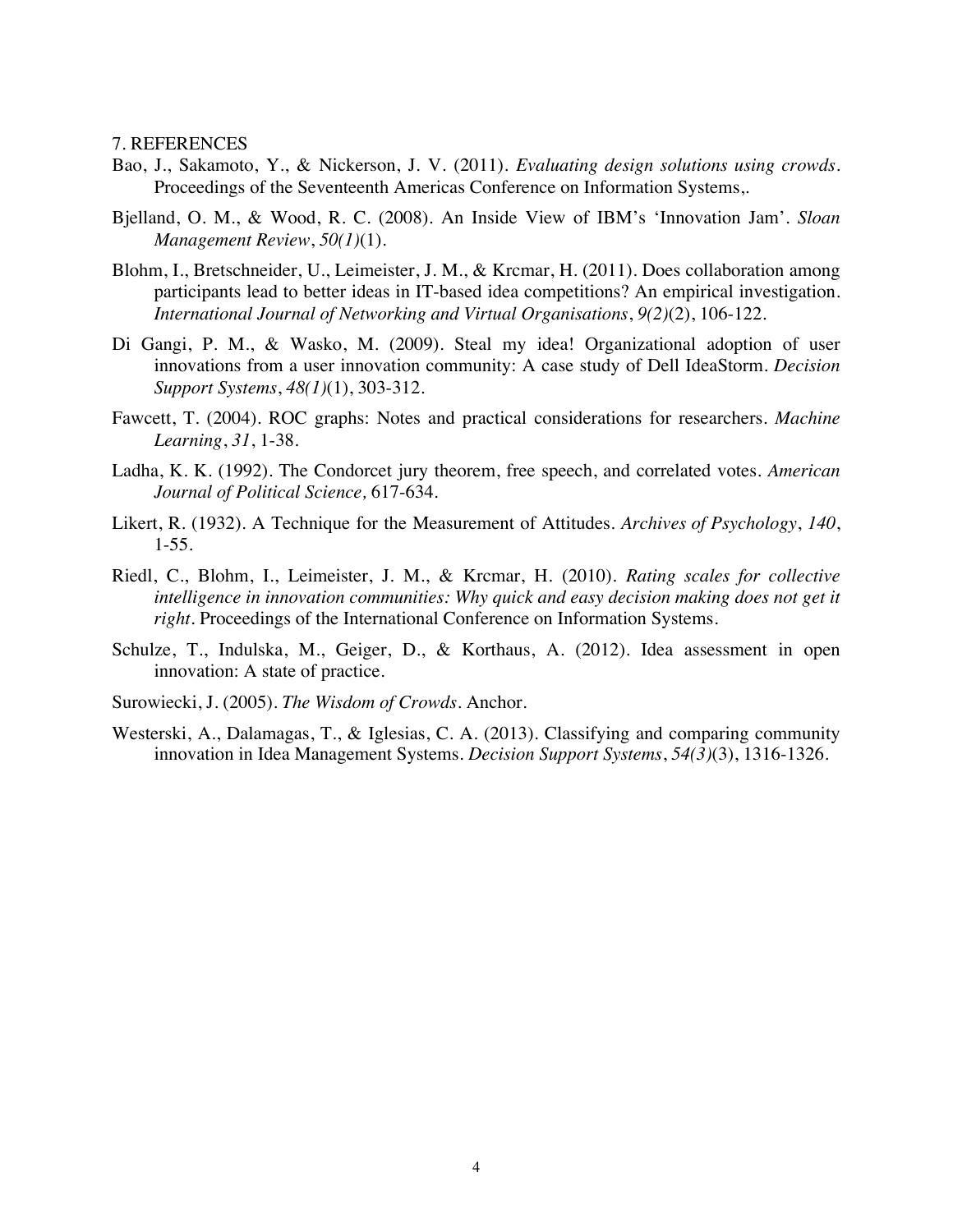## 7. REFERENCES

Bao, J., Sakamoto, Y., & Nickerson, J. V. (2011). *Evaluating design solutions using crowds*. Proceedings of the Seventeenth Americas Conference on Information Systems,.

Bjelland, O. M., & Wood, R. C. (2008). An Inside View of IBM's 'Innovation Jam'. *Sloan Management Review*, *50(1)*(1).

Blohm, I., Bretschneider, U., Leimeister, J. M., & Krcmar, H. (2011). Does collaboration among participants lead to better ideas in IT-based idea competitions? An empirical investigation. *International Journal of Networking and Virtual Organisations*, *9(2)*(2), 106-122.

Di Gangi, P. M., & Wasko, M. (2009). Steal my idea! Organizational adoption of user innovations from a user innovation community: A case study of Dell IdeaStorm. *Decision Support Systems*, *48(1)*(1), 303-312.

Fawcett, T. (2004). ROC graphs: Notes and practical considerations for researchers. *Machine Learning*, *31*, 1-38.

Ladha, K. K. (1992). The Condorcet jury theorem, free speech, and correlated votes. *American Journal of Political Science,* 617-634.

Likert, R. (1932). A Technique for the Measurement of Attitudes. *Archives of Psychology*, *140*, 1-55.

Riedl, C., Blohm, I., Leimeister, J. M., & Krcmar, H. (2010). *Rating scales for collective intelligence in innovation communities: Why quick and easy decision making does not get it right*. Proceedings of the International Conference on Information Systems.

Schulze, T., Indulska, M., Geiger, D., & Korthaus, A. (2012). Idea assessment in open innovation: A state of practice.

Surowiecki, J. (2005). *The Wisdom of Crowds*. Anchor.

Westerski, A., Dalamagas, T., & Iglesias, C. A. (2013). Classifying and comparing community innovation in Idea Management Systems. *Decision Support Systems*, *54(3)*(3), 1316-1326.